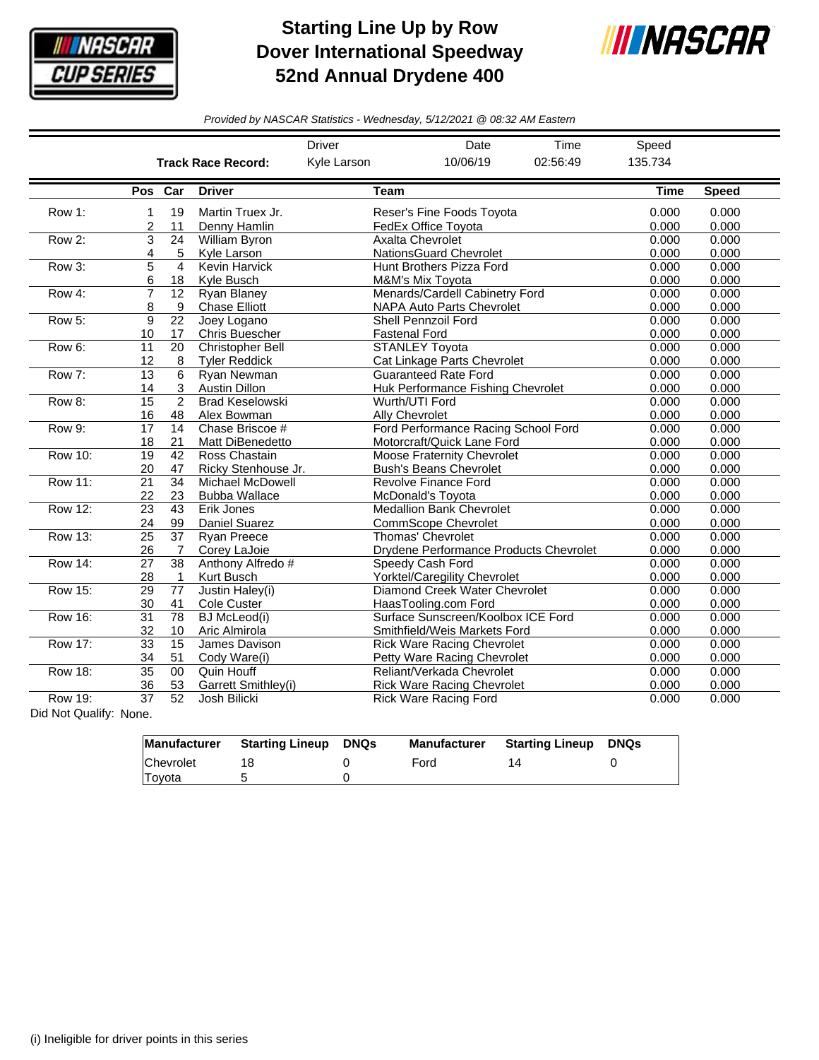# Starting Line Up by Row
# Dover International Speedway
# 52nd Annual Drydene 400

*Provided by NASCAR Statistics - Wednesday, 5/12/2021 @ 08:32 AM Eastern*

| | Driver | Date | Time | Speed |
|---|---|---|---|---|
| **Track Race Record:** | Kyle Larson | 10/06/19 | 02:56:49 | 135.734 |

| | Pos | Car | Driver | Team | Time | Speed |
|---|---|---|---|---|---|---|
| Row 1: | 1 | 19 | Martin Truex Jr. | Reser's Fine Foods Toyota | 0.000 | 0.000 |
| | 2 | 11 | Denny Hamlin | FedEx Office Toyota | 0.000 | 0.000 |
| Row 2: | 3 | 24 | William Byron | Axalta Chevrolet | 0.000 | 0.000 |
| | 4 | 5 | Kyle Larson | NationsGuard Chevrolet | 0.000 | 0.000 |
| Row 3: | 5 | 4 | Kevin Harvick | Hunt Brothers Pizza Ford | 0.000 | 0.000 |
| | 6 | 18 | Kyle Busch | M&M's Mix Toyota | 0.000 | 0.000 |
| Row 4: | 7 | 12 | Ryan Blaney | Menards/Cardell Cabinetry Ford | 0.000 | 0.000 |
| | 8 | 9 | Chase Elliott | NAPA Auto Parts Chevrolet | 0.000 | 0.000 |
| Row 5: | 9 | 22 | Joey Logano | Shell Pennzoil Ford | 0.000 | 0.000 |
| | 10 | 17 | Chris Buescher | Fastenal Ford | 0.000 | 0.000 |
| Row 6: | 11 | 20 | Christopher Bell | STANLEY Toyota | 0.000 | 0.000 |
| | 12 | 8 | Tyler Reddick | Cat Linkage Parts Chevrolet | 0.000 | 0.000 |
| Row 7: | 13 | 6 | Ryan Newman | Guaranteed Rate Ford | 0.000 | 0.000 |
| | 14 | 3 | Austin Dillon | Huk Performance Fishing Chevrolet | 0.000 | 0.000 |
| Row 8: | 15 | 2 | Brad Keselowski | Wurth/UTI Ford | 0.000 | 0.000 |
| | 16 | 48 | Alex Bowman | Ally Chevrolet | 0.000 | 0.000 |
| Row 9: | 17 | 14 | Chase Briscoe # | Ford Performance Racing School Ford | 0.000 | 0.000 |
| | 18 | 21 | Matt DiBenedetto | Motorcraft/Quick Lane Ford | 0.000 | 0.000 |
| Row 10: | 19 | 42 | Ross Chastain | Moose Fraternity Chevrolet | 0.000 | 0.000 |
| | 20 | 47 | Ricky Stenhouse Jr. | Bush's Beans Chevrolet | 0.000 | 0.000 |
| Row 11: | 21 | 34 | Michael McDowell | Revolve Finance Ford | 0.000 | 0.000 |
| | 22 | 23 | Bubba Wallace | McDonald's Toyota | 0.000 | 0.000 |
| Row 12: | 23 | 43 | Erik Jones | Medallion Bank Chevrolet | 0.000 | 0.000 |
| | 24 | 99 | Daniel Suarez | CommScope Chevrolet | 0.000 | 0.000 |
| Row 13: | 25 | 37 | Ryan Preece | Thomas' Chevrolet | 0.000 | 0.000 |
| | 26 | 7 | Corey LaJoie | Drydene Performance Products Chevrolet | 0.000 | 0.000 |
| Row 14: | 27 | 38 | Anthony Alfredo # | Speedy Cash Ford | 0.000 | 0.000 |
| | 28 | 1 | Kurt Busch | Yorktel/Caregility Chevrolet | 0.000 | 0.000 |
| Row 15: | 29 | 77 | Justin Haley(i) | Diamond Creek Water Chevrolet | 0.000 | 0.000 |
| | 30 | 41 | Cole Custer | HaasTooling.com Ford | 0.000 | 0.000 |
| Row 16: | 31 | 78 | BJ McLeod(i) | Surface Sunscreen/Koolbox ICE Ford | 0.000 | 0.000 |
| | 32 | 10 | Aric Almirola | Smithfield/Weis Markets Ford | 0.000 | 0.000 |
| Row 17: | 33 | 15 | James Davison | Rick Ware Racing Chevrolet | 0.000 | 0.000 |
| | 34 | 51 | Cody Ware(i) | Petty Ware Racing Chevrolet | 0.000 | 0.000 |
| Row 18: | 35 | 00 | Quin Houff | Reliant/Verkada Chevrolet | 0.000 | 0.000 |
| | 36 | 53 | Garrett Smithley(i) | Rick Ware Racing Chevrolet | 0.000 | 0.000 |
| Row 19: | 37 | 52 | Josh Bilicki | Rick Ware Racing Ford | 0.000 | 0.000 |

Did Not Qualify: None.

| Manufacturer | Starting Lineup | DNQs | Manufacturer | Starting Lineup | DNQs |
|---|---|---|---|---|---|
| Chevrolet | 18 | 0 | Ford | 14 | 0 |
| Toyota | 5 | 0 | | | |

(i) Ineligible for driver points in this series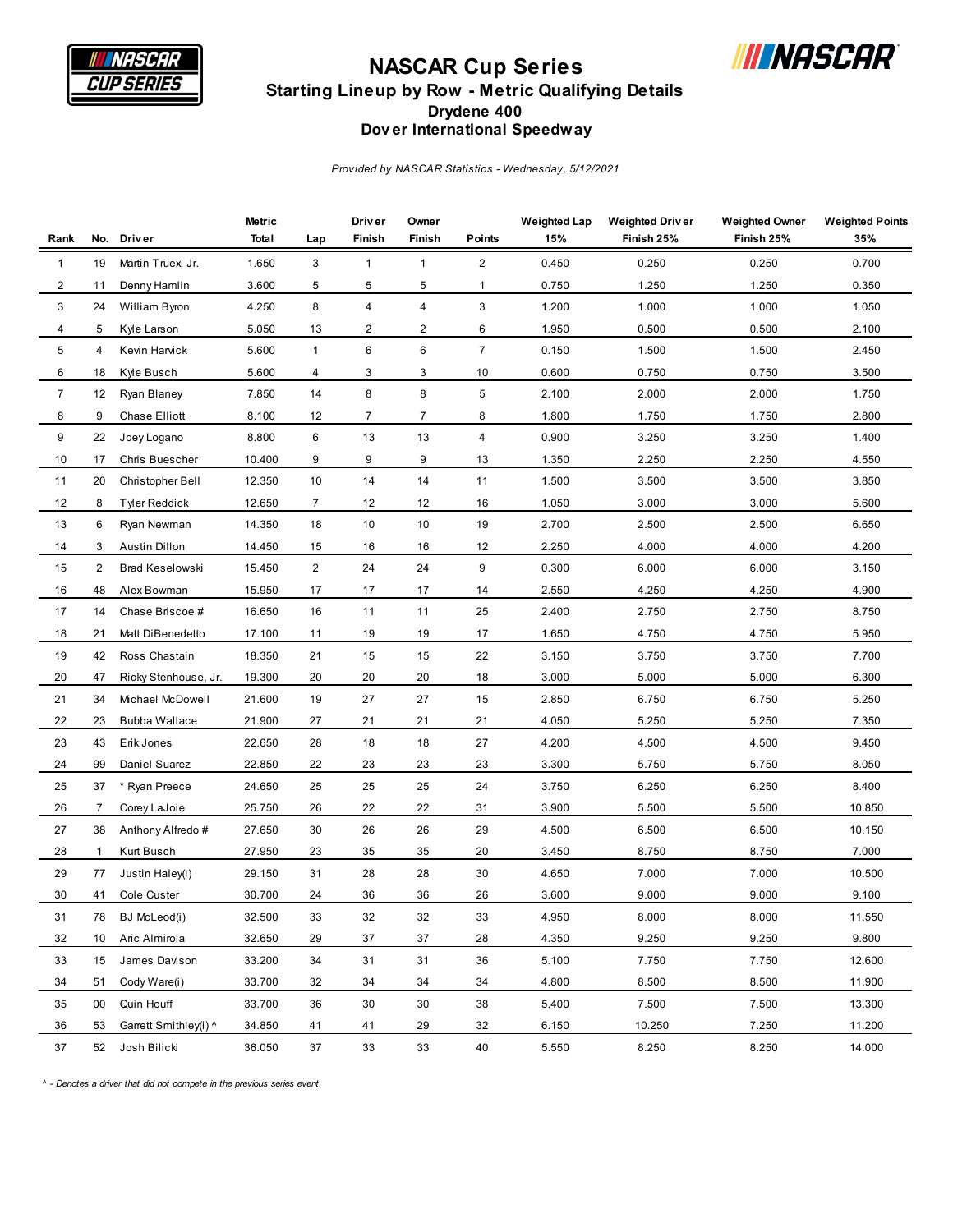# NASCAR Cup Series

## Starting Lineup by Row - Metric Qualifying Details

### Drydene 400

### Dover International Speedway

*Provided by NASCAR Statistics - Wednesday, 5/12/2021*

| Rank | No. | Driver | Metric Total | Lap | Driver Finish | Owner Finish | Points | Weighted Lap 15% | Weighted Driver Finish 25% | Weighted Owner Finish 25% | Weighted Points 35% |
|---|---|---|---|---|---|---|---|---|---|---|---|
| 1 | 19 | Martin Truex, Jr. | 1.650 | 3 | 1 | 1 | 2 | 0.450 | 0.250 | 0.250 | 0.700 |
| 2 | 11 | Denny Hamlin | 3.600 | 5 | 5 | 5 | 1 | 0.750 | 1.250 | 1.250 | 0.350 |
| 3 | 24 | William Byron | 4.250 | 8 | 4 | 4 | 3 | 1.200 | 1.000 | 1.000 | 1.050 |
| 4 | 5 | Kyle Larson | 5.050 | 13 | 2 | 2 | 6 | 1.950 | 0.500 | 0.500 | 2.100 |
| 5 | 4 | Kevin Harvick | 5.600 | 1 | 6 | 6 | 7 | 0.150 | 1.500 | 1.500 | 2.450 |
| 6 | 18 | Kyle Busch | 5.600 | 4 | 3 | 3 | 10 | 0.600 | 0.750 | 0.750 | 3.500 |
| 7 | 12 | Ryan Blaney | 7.850 | 14 | 8 | 8 | 5 | 2.100 | 2.000 | 2.000 | 1.750 |
| 8 | 9 | Chase Elliott | 8.100 | 12 | 7 | 7 | 8 | 1.800 | 1.750 | 1.750 | 2.800 |
| 9 | 22 | Joey Logano | 8.800 | 6 | 13 | 13 | 4 | 0.900 | 3.250 | 3.250 | 1.400 |
| 10 | 17 | Chris Buescher | 10.400 | 9 | 9 | 9 | 13 | 1.350 | 2.250 | 2.250 | 4.550 |
| 11 | 20 | Christopher Bell | 12.350 | 10 | 14 | 14 | 11 | 1.500 | 3.500 | 3.500 | 3.850 |
| 12 | 8 | Tyler Reddick | 12.650 | 7 | 12 | 12 | 16 | 1.050 | 3.000 | 3.000 | 5.600 |
| 13 | 6 | Ryan Newman | 14.350 | 18 | 10 | 10 | 19 | 2.700 | 2.500 | 2.500 | 6.650 |
| 14 | 3 | Austin Dillon | 14.450 | 15 | 16 | 16 | 12 | 2.250 | 4.000 | 4.000 | 4.200 |
| 15 | 2 | Brad Keselowski | 15.450 | 2 | 24 | 24 | 9 | 0.300 | 6.000 | 6.000 | 3.150 |
| 16 | 48 | Alex Bowman | 15.950 | 17 | 17 | 17 | 14 | 2.550 | 4.250 | 4.250 | 4.900 |
| 17 | 14 | Chase Briscoe # | 16.650 | 16 | 11 | 11 | 25 | 2.400 | 2.750 | 2.750 | 8.750 |
| 18 | 21 | Matt DiBenedetto | 17.100 | 11 | 19 | 19 | 17 | 1.650 | 4.750 | 4.750 | 5.950 |
| 19 | 42 | Ross Chastain | 18.350 | 21 | 15 | 15 | 22 | 3.150 | 3.750 | 3.750 | 7.700 |
| 20 | 47 | Ricky Stenhouse, Jr. | 19.300 | 20 | 20 | 20 | 18 | 3.000 | 5.000 | 5.000 | 6.300 |
| 21 | 34 | Michael McDowell | 21.600 | 19 | 27 | 27 | 15 | 2.850 | 6.750 | 6.750 | 5.250 |
| 22 | 23 | Bubba Wallace | 21.900 | 27 | 21 | 21 | 21 | 4.050 | 5.250 | 5.250 | 7.350 |
| 23 | 43 | Erik Jones | 22.650 | 28 | 18 | 18 | 27 | 4.200 | 4.500 | 4.500 | 9.450 |
| 24 | 99 | Daniel Suarez | 22.850 | 22 | 23 | 23 | 23 | 3.300 | 5.750 | 5.750 | 8.050 |
| 25 | 37 | * Ryan Preece | 24.650 | 25 | 25 | 25 | 24 | 3.750 | 6.250 | 6.250 | 8.400 |
| 26 | 7 | Corey LaJoie | 25.750 | 26 | 22 | 22 | 31 | 3.900 | 5.500 | 5.500 | 10.850 |
| 27 | 38 | Anthony Alfredo # | 27.650 | 30 | 26 | 26 | 29 | 4.500 | 6.500 | 6.500 | 10.150 |
| 28 | 1 | Kurt Busch | 27.950 | 23 | 35 | 35 | 20 | 3.450 | 8.750 | 8.750 | 7.000 |
| 29 | 77 | Justin Haley(i) | 29.150 | 31 | 28 | 28 | 30 | 4.650 | 7.000 | 7.000 | 10.500 |
| 30 | 41 | Cole Custer | 30.700 | 24 | 36 | 36 | 26 | 3.600 | 9.000 | 9.000 | 9.100 |
| 31 | 78 | BJ McLeod(i) | 32.500 | 33 | 32 | 32 | 33 | 4.950 | 8.000 | 8.000 | 11.550 |
| 32 | 10 | Aric Almirola | 32.650 | 29 | 37 | 37 | 28 | 4.350 | 9.250 | 9.250 | 9.800 |
| 33 | 15 | James Davison | 33.200 | 34 | 31 | 31 | 36 | 5.100 | 7.750 | 7.750 | 12.600 |
| 34 | 51 | Cody Ware(i) | 33.700 | 32 | 34 | 34 | 34 | 4.800 | 8.500 | 8.500 | 11.900 |
| 35 | 00 | Quin Houff | 33.700 | 36 | 30 | 30 | 38 | 5.400 | 7.500 | 7.500 | 13.300 |
| 36 | 53 | Garrett Smithley(i) ^ | 34.850 | 41 | 41 | 29 | 32 | 6.150 | 10.250 | 7.250 | 11.200 |
| 37 | 52 | Josh Bilicki | 36.050 | 37 | 33 | 33 | 40 | 5.550 | 8.250 | 8.250 | 14.000 |

*^ - Denotes a driver that did not compete in the previous series event.*